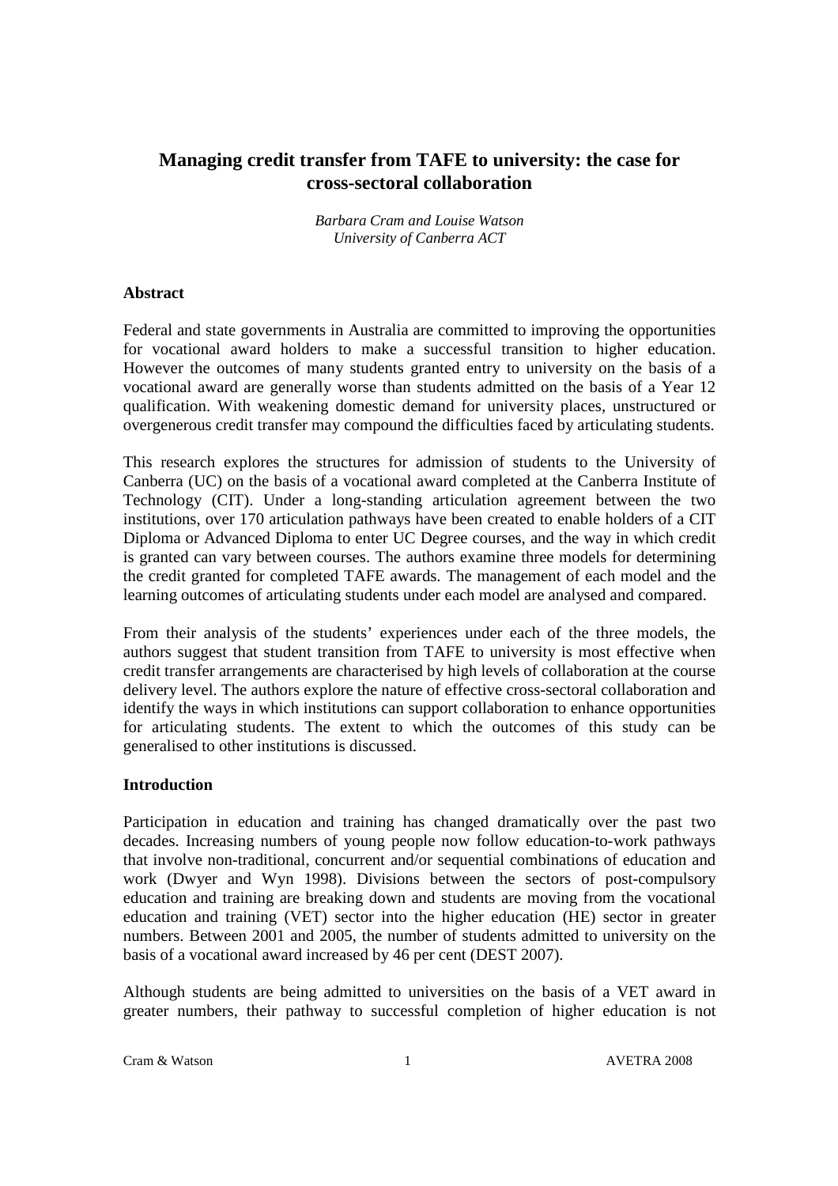# Managing credit transfer from TAFE to university: the case for cross-sectoral collaboration

*Barbara Cram and Louise Watson*
*University of Canberra ACT*

## Abstract

Federal and state governments in Australia are committed to improving the opportunities for vocational award holders to make a successful transition to higher education. However the outcomes of many students granted entry to university on the basis of a vocational award are generally worse than students admitted on the basis of a Year 12 qualification. With weakening domestic demand for university places, unstructured or overgenerous credit transfer may compound the difficulties faced by articulating students.

This research explores the structures for admission of students to the University of Canberra (UC) on the basis of a vocational award completed at the Canberra Institute of Technology (CIT). Under a long-standing articulation agreement between the two institutions, over 170 articulation pathways have been created to enable holders of a CIT Diploma or Advanced Diploma to enter UC Degree courses, and the way in which credit is granted can vary between courses. The authors examine three models for determining the credit granted for completed TAFE awards. The management of each model and the learning outcomes of articulating students under each model are analysed and compared.

From their analysis of the students' experiences under each of the three models, the authors suggest that student transition from TAFE to university is most effective when credit transfer arrangements are characterised by high levels of collaboration at the course delivery level. The authors explore the nature of effective cross-sectoral collaboration and identify the ways in which institutions can support collaboration to enhance opportunities for articulating students. The extent to which the outcomes of this study can be generalised to other institutions is discussed.

## Introduction

Participation in education and training has changed dramatically over the past two decades. Increasing numbers of young people now follow education-to-work pathways that involve non-traditional, concurrent and/or sequential combinations of education and work (Dwyer and Wyn 1998). Divisions between the sectors of post-compulsory education and training are breaking down and students are moving from the vocational education and training (VET) sector into the higher education (HE) sector in greater numbers. Between 2001 and 2005, the number of students admitted to university on the basis of a vocational award increased by 46 per cent (DEST 2007).

Although students are being admitted to universities on the basis of a VET award in greater numbers, their pathway to successful completion of higher education is not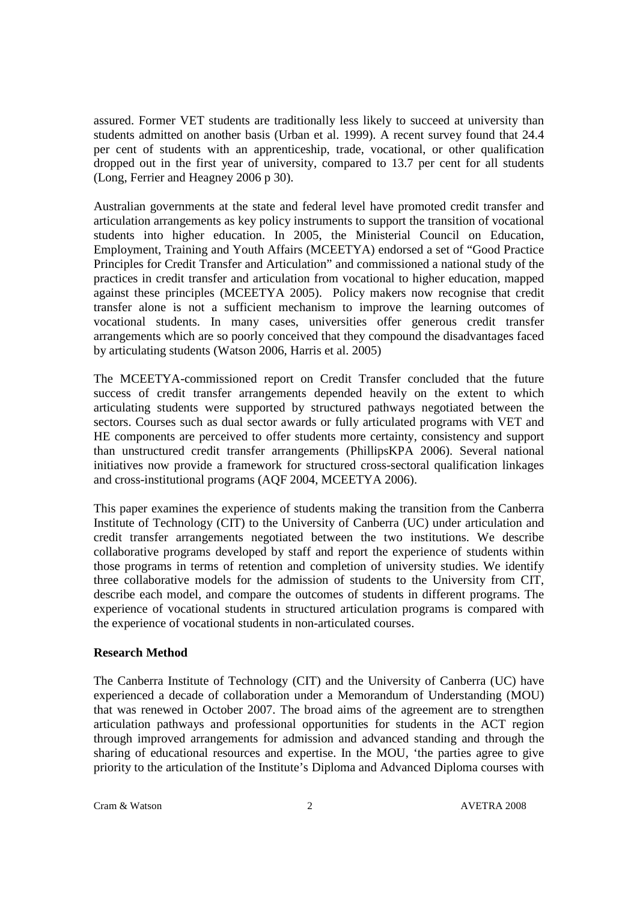assured. Former VET students are traditionally less likely to succeed at university than students admitted on another basis (Urban et al. 1999). A recent survey found that 24.4 per cent of students with an apprenticeship, trade, vocational, or other qualification dropped out in the first year of university, compared to 13.7 per cent for all students (Long, Ferrier and Heagney 2006 p 30).

Australian governments at the state and federal level have promoted credit transfer and articulation arrangements as key policy instruments to support the transition of vocational students into higher education. In 2005, the Ministerial Council on Education, Employment, Training and Youth Affairs (MCEETYA) endorsed a set of "Good Practice Principles for Credit Transfer and Articulation" and commissioned a national study of the practices in credit transfer and articulation from vocational to higher education, mapped against these principles (MCEETYA 2005). Policy makers now recognise that credit transfer alone is not a sufficient mechanism to improve the learning outcomes of vocational students. In many cases, universities offer generous credit transfer arrangements which are so poorly conceived that they compound the disadvantages faced by articulating students (Watson 2006, Harris et al. 2005)

The MCEETYA-commissioned report on Credit Transfer concluded that the future success of credit transfer arrangements depended heavily on the extent to which articulating students were supported by structured pathways negotiated between the sectors. Courses such as dual sector awards or fully articulated programs with VET and HE components are perceived to offer students more certainty, consistency and support than unstructured credit transfer arrangements (PhillipsKPA 2006). Several national initiatives now provide a framework for structured cross-sectoral qualification linkages and cross-institutional programs (AQF 2004, MCEETYA 2006).

This paper examines the experience of students making the transition from the Canberra Institute of Technology (CIT) to the University of Canberra (UC) under articulation and credit transfer arrangements negotiated between the two institutions. We describe collaborative programs developed by staff and report the experience of students within those programs in terms of retention and completion of university studies. We identify three collaborative models for the admission of students to the University from CIT, describe each model, and compare the outcomes of students in different programs. The experience of vocational students in structured articulation programs is compared with the experience of vocational students in non-articulated courses.

**Research Method**

The Canberra Institute of Technology (CIT) and the University of Canberra (UC) have experienced a decade of collaboration under a Memorandum of Understanding (MOU) that was renewed in October 2007. The broad aims of the agreement are to strengthen articulation pathways and professional opportunities for students in the ACT region through improved arrangements for admission and advanced standing and through the sharing of educational resources and expertise. In the MOU, 'the parties agree to give priority to the articulation of the Institute's Diploma and Advanced Diploma courses with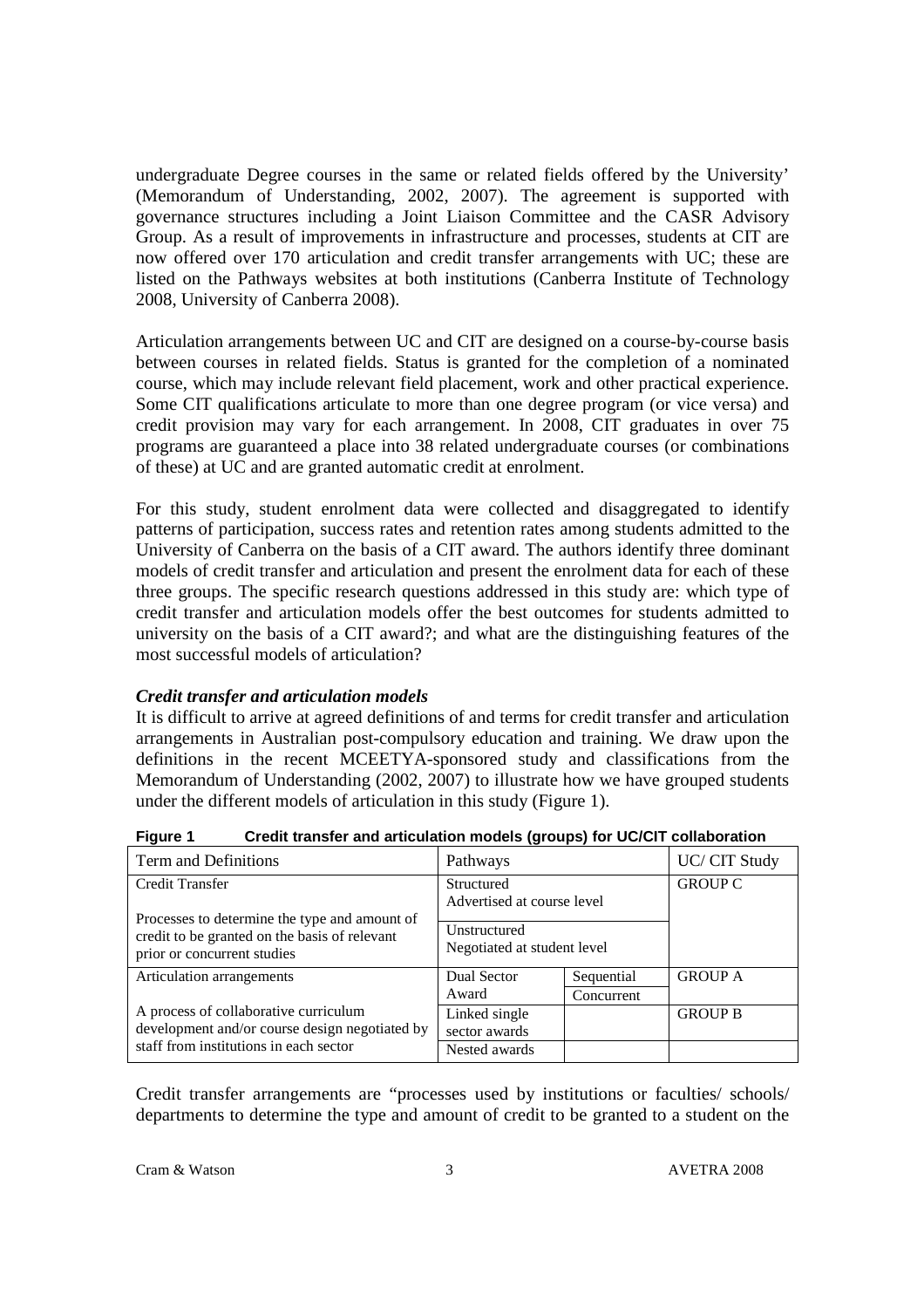undergraduate Degree courses in the same or related fields offered by the University' (Memorandum of Understanding, 2002, 2007). The agreement is supported with governance structures including a Joint Liaison Committee and the CASR Advisory Group. As a result of improvements in infrastructure and processes, students at CIT are now offered over 170 articulation and credit transfer arrangements with UC; these are listed on the Pathways websites at both institutions (Canberra Institute of Technology 2008, University of Canberra 2008).

Articulation arrangements between UC and CIT are designed on a course-by-course basis between courses in related fields. Status is granted for the completion of a nominated course, which may include relevant field placement, work and other practical experience. Some CIT qualifications articulate to more than one degree program (or vice versa) and credit provision may vary for each arrangement. In 2008, CIT graduates in over 75 programs are guaranteed a place into 38 related undergraduate courses (or combinations of these) at UC and are granted automatic credit at enrolment.

For this study, student enrolment data were collected and disaggregated to identify patterns of participation, success rates and retention rates among students admitted to the University of Canberra on the basis of a CIT award. The authors identify three dominant models of credit transfer and articulation and present the enrolment data for each of these three groups. The specific research questions addressed in this study are: which type of credit transfer and articulation models offer the best outcomes for students admitted to university on the basis of a CIT award?; and what are the distinguishing features of the most successful models of articulation?

### *Credit transfer and articulation models*

It is difficult to arrive at agreed definitions of and terms for credit transfer and articulation arrangements in Australian post-compulsory education and training. We draw upon the definitions in the recent MCEETYA-sponsored study and classifications from the Memorandum of Understanding (2002, 2007) to illustrate how we have grouped students under the different models of articulation in this study (Figure 1).

**Figure 1 Credit transfer and articulation models (groups) for UC/CIT collaboration**

| Term and Definitions | Pathways | | UC/ CIT Study |
|---|---|---|---|
| Credit Transfer<br><br>Processes to determine the type and amount of credit to be granted on the basis of relevant prior or concurrent studies | Structured<br>Advertised at course level | | GROUP C |
| | Unstructured<br>Negotiated at student level | | |
| Articulation arrangements<br><br>A process of collaborative curriculum development and/or course design negotiated by staff from institutions in each sector | Dual Sector Award | Sequential | GROUP A |
| | | Concurrent | |
| | Linked single sector awards | | GROUP B |
| | Nested awards | | |

Credit transfer arrangements are "processes used by institutions or faculties/ schools/ departments to determine the type and amount of credit to be granted to a student on the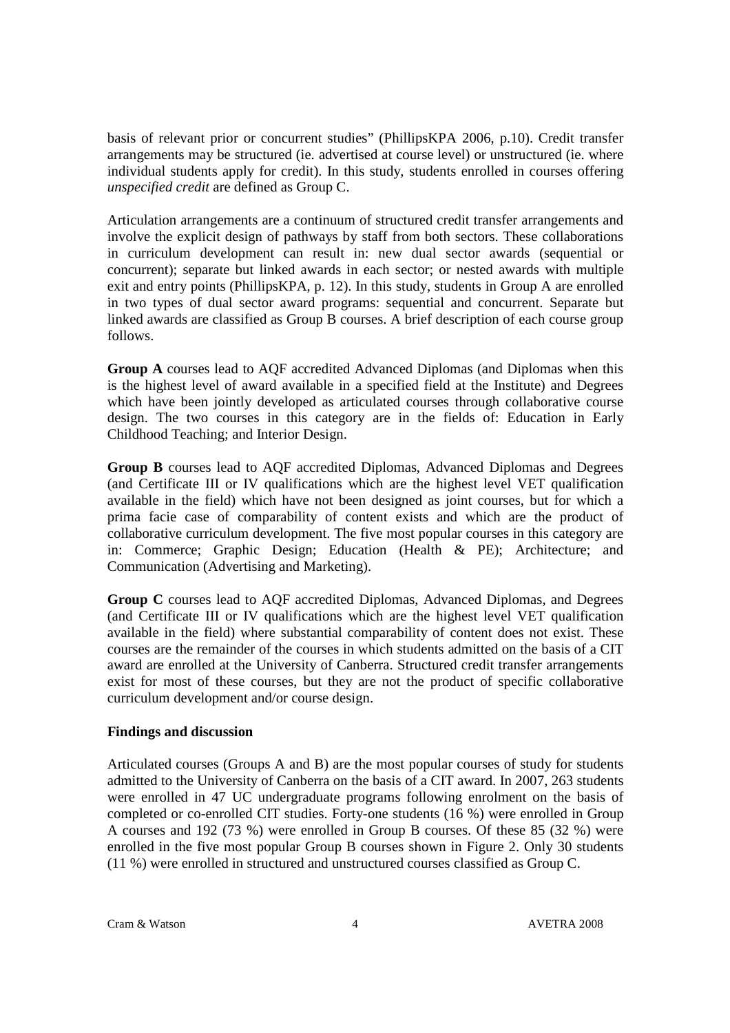basis of relevant prior or concurrent studies" (PhillipsKPA 2006, p.10). Credit transfer arrangements may be structured (ie. advertised at course level) or unstructured (ie. where individual students apply for credit). In this study, students enrolled in courses offering *unspecified credit* are defined as Group C.

Articulation arrangements are a continuum of structured credit transfer arrangements and involve the explicit design of pathways by staff from both sectors. These collaborations in curriculum development can result in: new dual sector awards (sequential or concurrent); separate but linked awards in each sector; or nested awards with multiple exit and entry points (PhillipsKPA, p. 12). In this study, students in Group A are enrolled in two types of dual sector award programs: sequential and concurrent. Separate but linked awards are classified as Group B courses. A brief description of each course group follows.

**Group A** courses lead to AQF accredited Advanced Diplomas (and Diplomas when this is the highest level of award available in a specified field at the Institute) and Degrees which have been jointly developed as articulated courses through collaborative course design. The two courses in this category are in the fields of: Education in Early Childhood Teaching; and Interior Design.

**Group B** courses lead to AQF accredited Diplomas, Advanced Diplomas and Degrees (and Certificate III or IV qualifications which are the highest level VET qualification available in the field) which have not been designed as joint courses, but for which a prima facie case of comparability of content exists and which are the product of collaborative curriculum development. The five most popular courses in this category are in: Commerce; Graphic Design; Education (Health & PE); Architecture; and Communication (Advertising and Marketing).

**Group C** courses lead to AQF accredited Diplomas, Advanced Diplomas, and Degrees (and Certificate III or IV qualifications which are the highest level VET qualification available in the field) where substantial comparability of content does not exist. These courses are the remainder of the courses in which students admitted on the basis of a CIT award are enrolled at the University of Canberra. Structured credit transfer arrangements exist for most of these courses, but they are not the product of specific collaborative curriculum development and/or course design.

**Findings and discussion**

Articulated courses (Groups A and B) are the most popular courses of study for students admitted to the University of Canberra on the basis of a CIT award. In 2007, 263 students were enrolled in 47 UC undergraduate programs following enrolment on the basis of completed or co-enrolled CIT studies. Forty-one students (16 %) were enrolled in Group A courses and 192 (73 %) were enrolled in Group B courses. Of these 85 (32 %) were enrolled in the five most popular Group B courses shown in Figure 2. Only 30 students (11 %) were enrolled in structured and unstructured courses classified as Group C.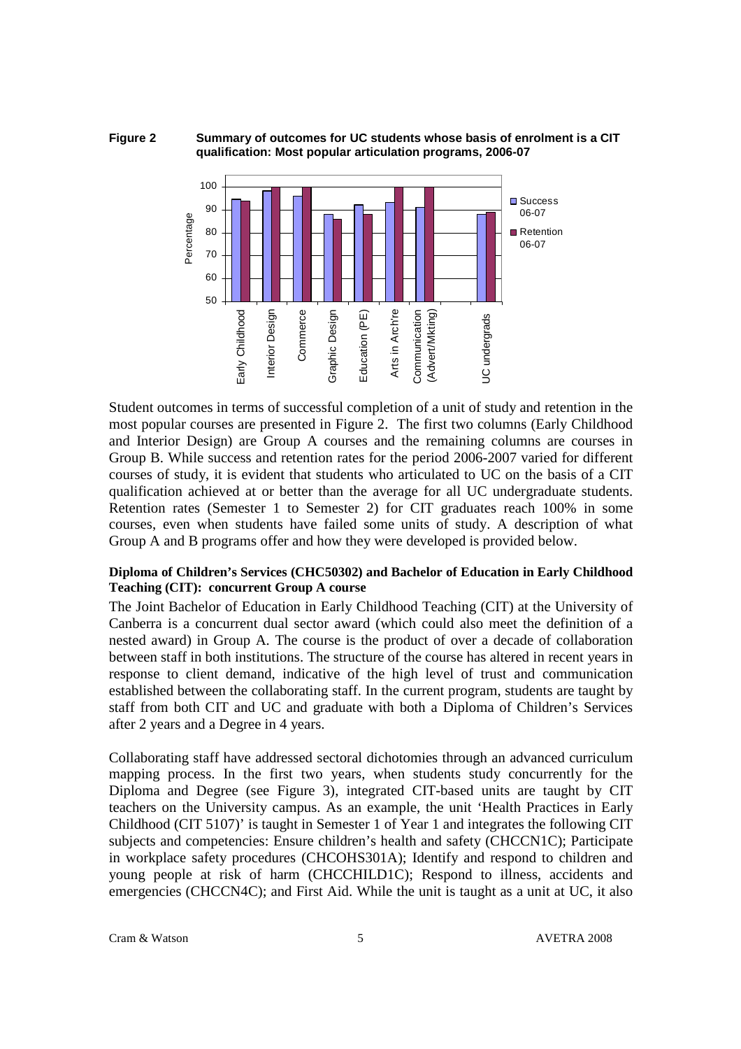**Figure 2 Summary of outcomes for UC students whose basis of enrolment is a CIT qualification: Most popular articulation programs, 2006-07**

Student outcomes in terms of successful completion of a unit of study and retention in the most popular courses are presented in Figure 2. The first two columns (Early Childhood and Interior Design) are Group A courses and the remaining columns are courses in Group B. While success and retention rates for the period 2006-2007 varied for different courses of study, it is evident that students who articulated to UC on the basis of a CIT qualification achieved at or better than the average for all UC undergraduate students. Retention rates (Semester 1 to Semester 2) for CIT graduates reach 100% in some courses, even when students have failed some units of study. A description of what Group A and B programs offer and how they were developed is provided below.

**Diploma of Children's Services (CHC50302) and Bachelor of Education in Early Childhood Teaching (CIT): concurrent Group A course**

The Joint Bachelor of Education in Early Childhood Teaching (CIT) at the University of Canberra is a concurrent dual sector award (which could also meet the definition of a nested award) in Group A. The course is the product of over a decade of collaboration between staff in both institutions. The structure of the course has altered in recent years in response to client demand, indicative of the high level of trust and communication established between the collaborating staff. In the current program, students are taught by staff from both CIT and UC and graduate with both a Diploma of Children's Services after 2 years and a Degree in 4 years.

Collaborating staff have addressed sectoral dichotomies through an advanced curriculum mapping process. In the first two years, when students study concurrently for the Diploma and Degree (see Figure 3), integrated CIT-based units are taught by CIT teachers on the University campus. As an example, the unit 'Health Practices in Early Childhood (CIT 5107)' is taught in Semester 1 of Year 1 and integrates the following CIT subjects and competencies: Ensure children's health and safety (CHCCN1C); Participate in workplace safety procedures (CHCOHS301A); Identify and respond to children and young people at risk of harm (CHCCHILD1C); Respond to illness, accidents and emergencies (CHCCN4C); and First Aid. While the unit is taught as a unit at UC, it also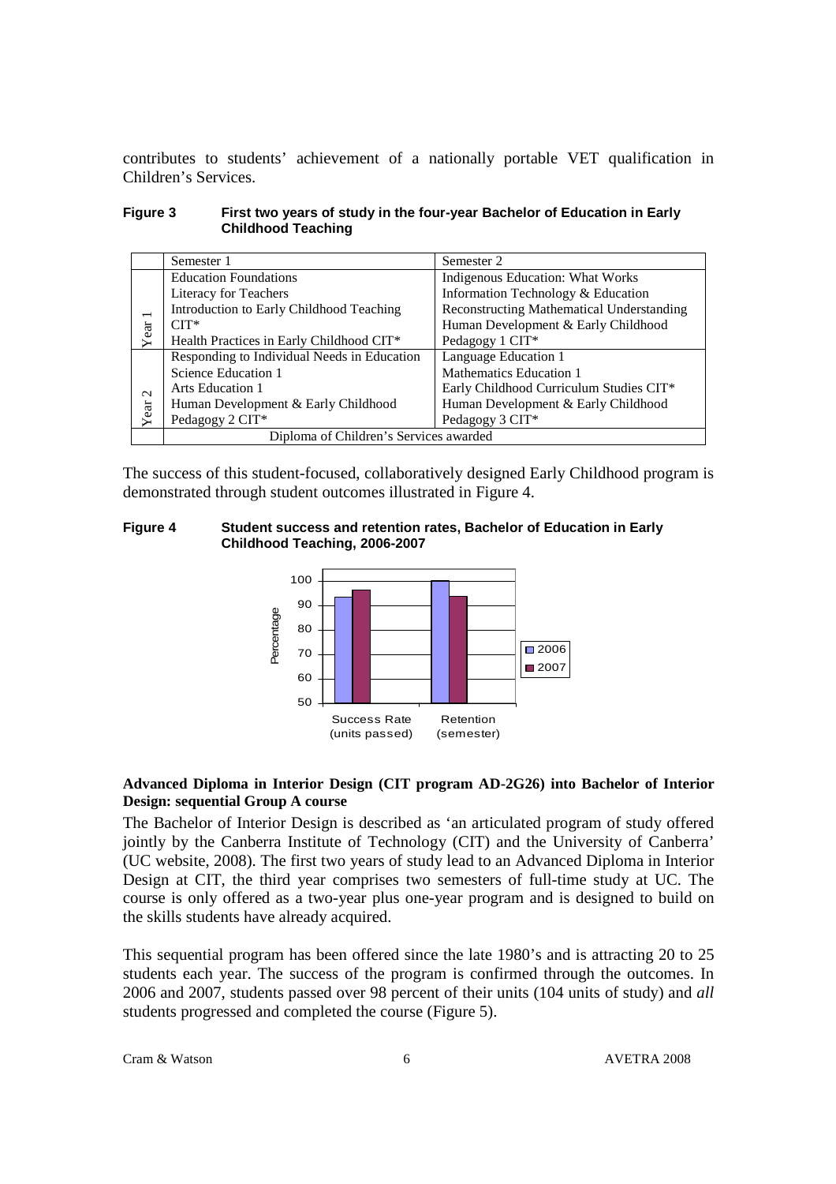contributes to students' achievement of a nationally portable VET qualification in Children's Services.

**Figure 3 First two years of study in the four-year Bachelor of Education in Early Childhood Teaching**

| | Semester 1 | Semester 2 |
|---|---|---|
| Year 1 | Education Foundations<br>Literacy for Teachers<br>Introduction to Early Childhood Teaching CIT*<br>Health Practices in Early Childhood CIT* | Indigenous Education: What Works<br>Information Technology & Education<br>Reconstructing Mathematical Understanding<br>Human Development & Early Childhood Pedagogy 1 CIT* |
| Year 2 | Responding to Individual Needs in Education<br>Science Education 1<br>Arts Education 1<br>Human Development & Early Childhood Pedagogy 2 CIT* | Language Education 1<br>Mathematics Education 1<br>Early Childhood Curriculum Studies CIT*<br>Human Development & Early Childhood Pedagogy 3 CIT* |
| | Diploma of Children's Services awarded | |

The success of this student-focused, collaboratively designed Early Childhood program is demonstrated through student outcomes illustrated in Figure 4.

**Figure 4 Student success and retention rates, Bachelor of Education in Early Childhood Teaching, 2006-2007**

**Advanced Diploma in Interior Design (CIT program AD-2G26) into Bachelor of Interior Design: sequential Group A course**

The Bachelor of Interior Design is described as 'an articulated program of study offered jointly by the Canberra Institute of Technology (CIT) and the University of Canberra' (UC website, 2008). The first two years of study lead to an Advanced Diploma in Interior Design at CIT, the third year comprises two semesters of full-time study at UC. The course is only offered as a two-year plus one-year program and is designed to build on the skills students have already acquired.

This sequential program has been offered since the late 1980's and is attracting 20 to 25 students each year. The success of the program is confirmed through the outcomes. In 2006 and 2007, students passed over 98 percent of their units (104 units of study) and *all* students progressed and completed the course (Figure 5).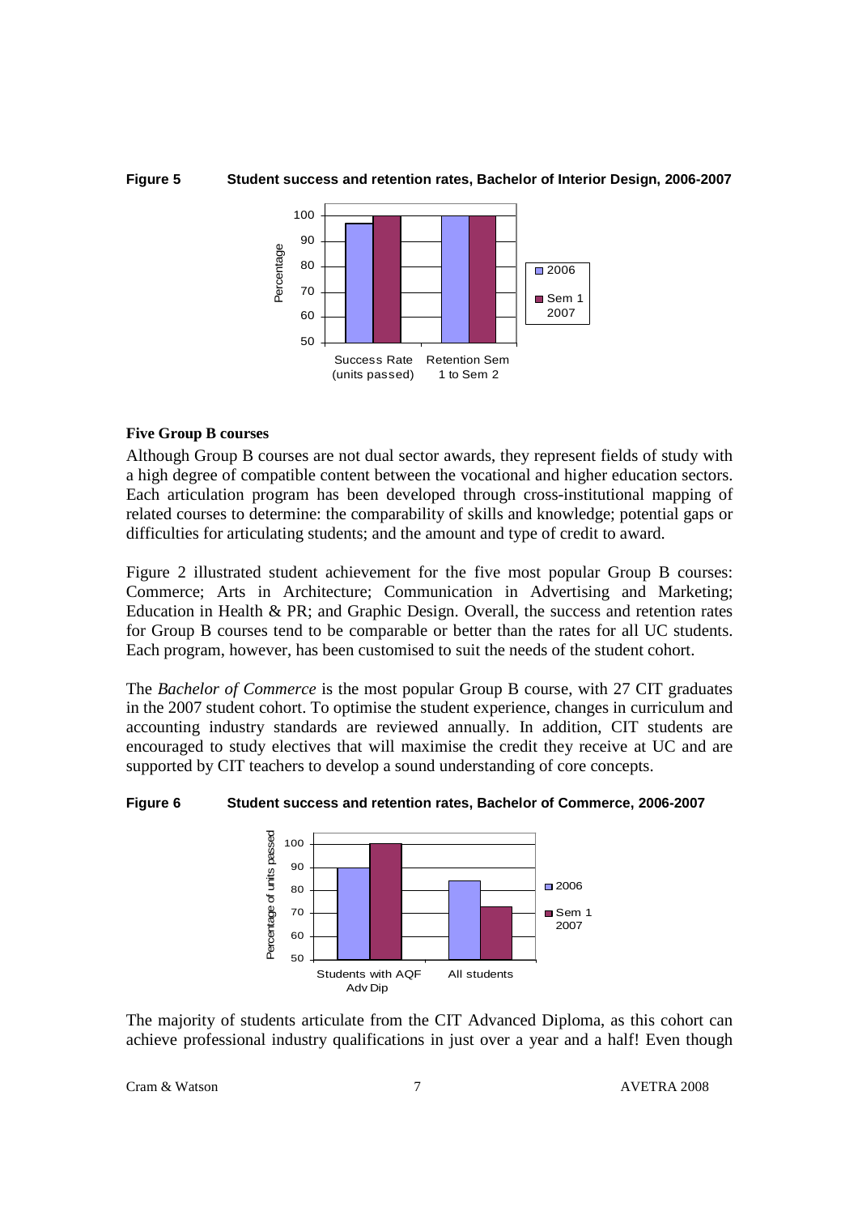**Figure 5 Student success and retention rates, Bachelor of Interior Design, 2006-2007**

**Five Group B courses**

Although Group B courses are not dual sector awards, they represent fields of study with a high degree of compatible content between the vocational and higher education sectors. Each articulation program has been developed through cross-institutional mapping of related courses to determine: the comparability of skills and knowledge; potential gaps or difficulties for articulating students; and the amount and type of credit to award.

Figure 2 illustrated student achievement for the five most popular Group B courses: Commerce; Arts in Architecture; Communication in Advertising and Marketing; Education in Health & PR; and Graphic Design. Overall, the success and retention rates for Group B courses tend to be comparable or better than the rates for all UC students. Each program, however, has been customised to suit the needs of the student cohort.

The *Bachelor of Commerce* is the most popular Group B course, with 27 CIT graduates in the 2007 student cohort. To optimise the student experience, changes in curriculum and accounting industry standards are reviewed annually. In addition, CIT students are encouraged to study electives that will maximise the credit they receive at UC and are supported by CIT teachers to develop a sound understanding of core concepts.

**Figure 6 Student success and retention rates, Bachelor of Commerce, 2006-2007**

The majority of students articulate from the CIT Advanced Diploma, as this cohort can achieve professional industry qualifications in just over a year and a half! Even though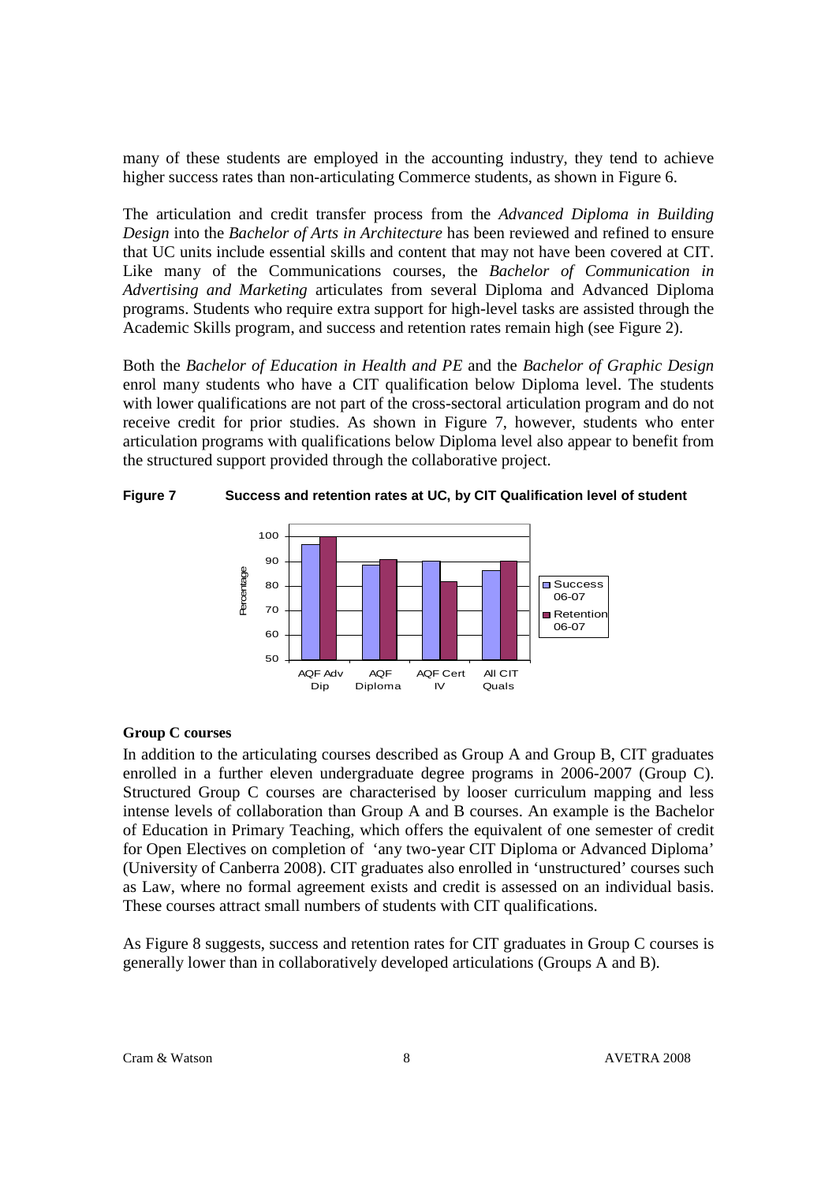many of these students are employed in the accounting industry, they tend to achieve higher success rates than non-articulating Commerce students, as shown in Figure 6.

The articulation and credit transfer process from the *Advanced Diploma in Building Design* into the *Bachelor of Arts in Architecture* has been reviewed and refined to ensure that UC units include essential skills and content that may not have been covered at CIT. Like many of the Communications courses, the *Bachelor of Communication in Advertising and Marketing* articulates from several Diploma and Advanced Diploma programs. Students who require extra support for high-level tasks are assisted through the Academic Skills program, and success and retention rates remain high (see Figure 2).

Both the *Bachelor of Education in Health and PE* and the *Bachelor of Graphic Design* enrol many students who have a CIT qualification below Diploma level. The students with lower qualifications are not part of the cross-sectoral articulation program and do not receive credit for prior studies. As shown in Figure 7, however, students who enter articulation programs with qualifications below Diploma level also appear to benefit from the structured support provided through the collaborative project.

**Figure 7 Success and retention rates at UC, by CIT Qualification level of student**

**Group C courses**

In addition to the articulating courses described as Group A and Group B, CIT graduates enrolled in a further eleven undergraduate degree programs in 2006-2007 (Group C). Structured Group C courses are characterised by looser curriculum mapping and less intense levels of collaboration than Group A and B courses. An example is the Bachelor of Education in Primary Teaching, which offers the equivalent of one semester of credit for Open Electives on completion of 'any two-year CIT Diploma or Advanced Diploma' (University of Canberra 2008). CIT graduates also enrolled in 'unstructured' courses such as Law, where no formal agreement exists and credit is assessed on an individual basis. These courses attract small numbers of students with CIT qualifications.

As Figure 8 suggests, success and retention rates for CIT graduates in Group C courses is generally lower than in collaboratively developed articulations (Groups A and B).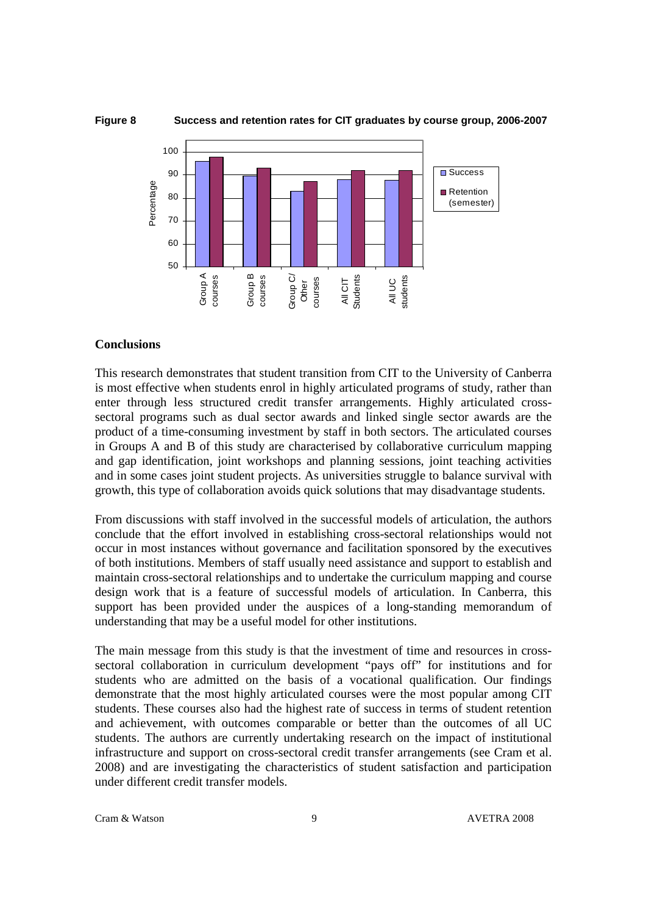**Figure 8 Success and retention rates for CIT graduates by course group, 2006-2007**

## Conclusions

This research demonstrates that student transition from CIT to the University of Canberra is most effective when students enrol in highly articulated programs of study, rather than enter through less structured credit transfer arrangements. Highly articulated cross-sectoral programs such as dual sector awards and linked single sector awards are the product of a time-consuming investment by staff in both sectors. The articulated courses in Groups A and B of this study are characterised by collaborative curriculum mapping and gap identification, joint workshops and planning sessions, joint teaching activities and in some cases joint student projects. As universities struggle to balance survival with growth, this type of collaboration avoids quick solutions that may disadvantage students.

From discussions with staff involved in the successful models of articulation, the authors conclude that the effort involved in establishing cross-sectoral relationships would not occur in most instances without governance and facilitation sponsored by the executives of both institutions. Members of staff usually need assistance and support to establish and maintain cross-sectoral relationships and to undertake the curriculum mapping and course design work that is a feature of successful models of articulation. In Canberra, this support has been provided under the auspices of a long-standing memorandum of understanding that may be a useful model for other institutions.

The main message from this study is that the investment of time and resources in cross-sectoral collaboration in curriculum development "pays off" for institutions and for students who are admitted on the basis of a vocational qualification. Our findings demonstrate that the most highly articulated courses were the most popular among CIT students. These courses also had the highest rate of success in terms of student retention and achievement, with outcomes comparable or better than the outcomes of all UC students. The authors are currently undertaking research on the impact of institutional infrastructure and support on cross-sectoral credit transfer arrangements (see Cram et al. 2008) and are investigating the characteristics of student satisfaction and participation under different credit transfer models.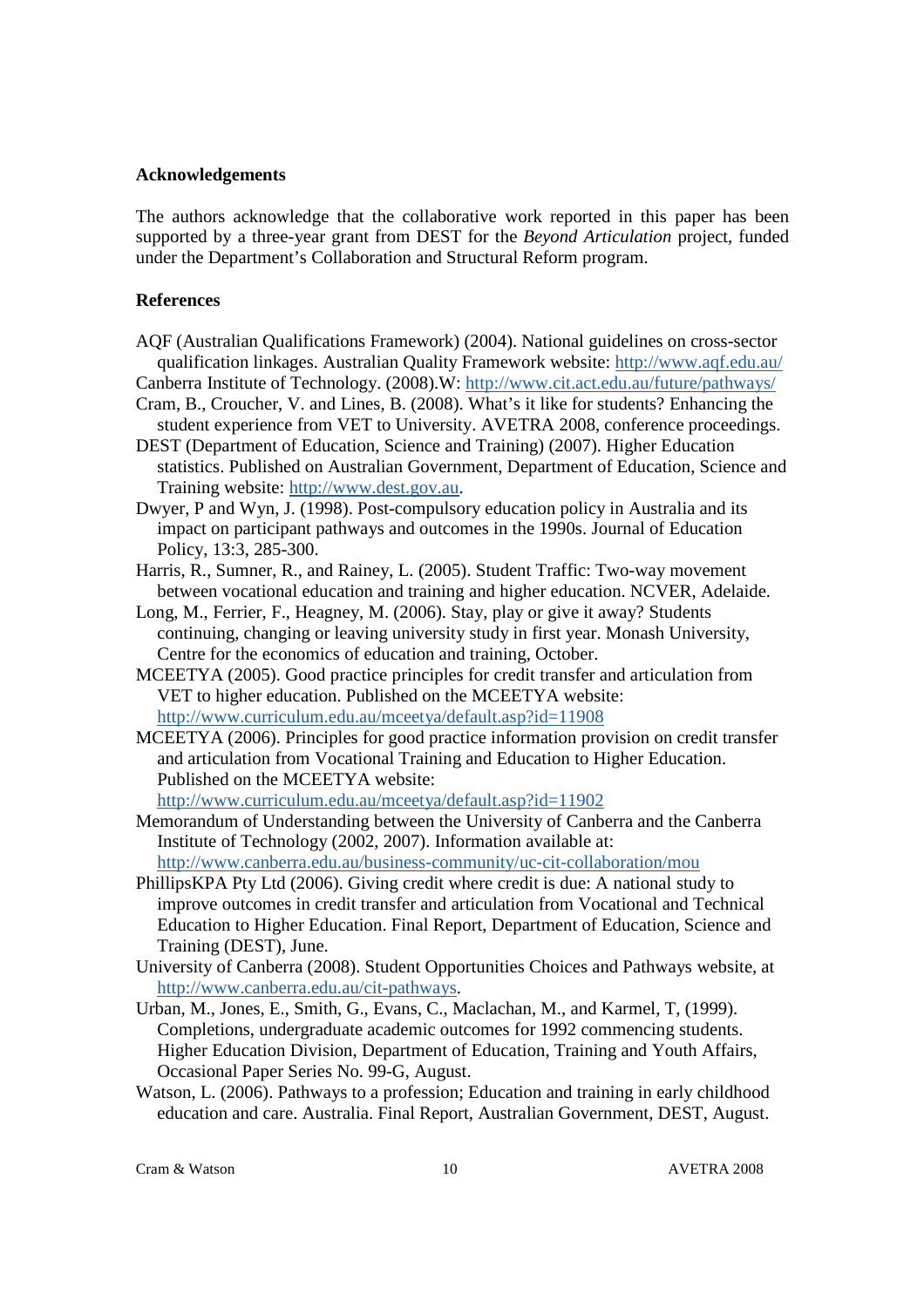**Acknowledgements**

The authors acknowledge that the collaborative work reported in this paper has been supported by a three-year grant from DEST for the *Beyond Articulation* project, funded under the Department's Collaboration and Structural Reform program.

**References**

AQF (Australian Qualifications Framework) (2004). National guidelines on cross-sector qualification linkages. Australian Quality Framework website: http://www.aqf.edu.au/

Canberra Institute of Technology. (2008).W: http://www.cit.act.edu.au/future/pathways/

Cram, B., Croucher, V. and Lines, B. (2008). What's it like for students? Enhancing the student experience from VET to University. AVETRA 2008, conference proceedings.

DEST (Department of Education, Science and Training) (2007). Higher Education statistics. Published on Australian Government, Department of Education, Science and Training website: http://www.dest.gov.au.

Dwyer, P and Wyn, J. (1998). Post-compulsory education policy in Australia and its impact on participant pathways and outcomes in the 1990s. Journal of Education Policy, 13:3, 285-300.

Harris, R., Sumner, R., and Rainey, L. (2005). Student Traffic: Two-way movement between vocational education and training and higher education. NCVER, Adelaide.

Long, M., Ferrier, F., Heagney, M. (2006). Stay, play or give it away? Students continuing, changing or leaving university study in first year. Monash University, Centre for the economics of education and training, October.

MCEETYA (2005). Good practice principles for credit transfer and articulation from VET to higher education. Published on the MCEETYA website: http://www.curriculum.edu.au/mceetya/default.asp?id=11908

MCEETYA (2006). Principles for good practice information provision on credit transfer and articulation from Vocational Training and Education to Higher Education. Published on the MCEETYA website: http://www.curriculum.edu.au/mceetya/default.asp?id=11902

Memorandum of Understanding between the University of Canberra and the Canberra Institute of Technology (2002, 2007). Information available at: http://www.canberra.edu.au/business-community/uc-cit-collaboration/mou

PhillipsKPA Pty Ltd (2006). Giving credit where credit is due: A national study to improve outcomes in credit transfer and articulation from Vocational and Technical Education to Higher Education. Final Report, Department of Education, Science and Training (DEST), June.

University of Canberra (2008). Student Opportunities Choices and Pathways website, at http://www.canberra.edu.au/cit-pathways.

Urban, M., Jones, E., Smith, G., Evans, C., Maclachan, M., and Karmel, T, (1999). Completions, undergraduate academic outcomes for 1992 commencing students. Higher Education Division, Department of Education, Training and Youth Affairs, Occasional Paper Series No. 99-G, August.

Watson, L. (2006). Pathways to a profession; Education and training in early childhood education and care. Australia. Final Report, Australian Government, DEST, August.